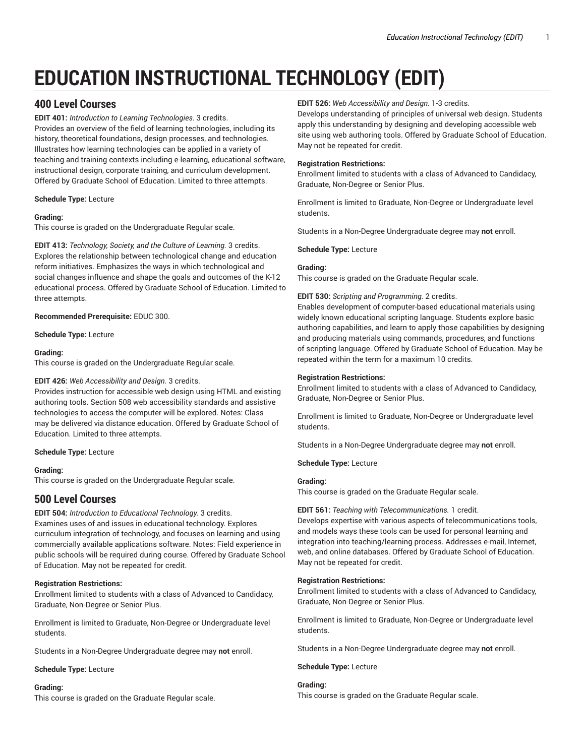# EDUCATION INSTRUCTIONAL TECHNOLOGY (EDIT)

## 400 Level Courses

**EDIT 401:** *Introduction to Learning Technologies.* 3 credits.
Provides an overview of the field of learning technologies, including its history, theoretical foundations, design processes, and technologies. Illustrates how learning technologies can be applied in a variety of teaching and training contexts including e-learning, educational software, instructional design, corporate training, and curriculum development. Offered by Graduate School of Education. Limited to three attempts.

**Schedule Type:** Lecture

**Grading:**
This course is graded on the Undergraduate Regular scale.

**EDIT 413:** *Technology, Society, and the Culture of Learning.* 3 credits.
Explores the relationship between technological change and education reform initiatives. Emphasizes the ways in which technological and social changes influence and shape the goals and outcomes of the K-12 educational process. Offered by Graduate School of Education. Limited to three attempts.

**Recommended Prerequisite:** EDUC 300.

**Schedule Type:** Lecture

**Grading:**
This course is graded on the Undergraduate Regular scale.

**EDIT 426:** *Web Accessibility and Design.* 3 credits.
Provides instruction for accessible web design using HTML and existing authoring tools. Section 508 web accessibility standards and assistive technologies to access the computer will be explored. Notes: Class may be delivered via distance education. Offered by Graduate School of Education. Limited to three attempts.

**Schedule Type:** Lecture

**Grading:**
This course is graded on the Undergraduate Regular scale.

## 500 Level Courses

**EDIT 504:** *Introduction to Educational Technology.* 3 credits.
Examines uses of and issues in educational technology. Explores curriculum integration of technology, and focuses on learning and using commercially available applications software. Notes: Field experience in public schools will be required during course. Offered by Graduate School of Education. May not be repeated for credit.

**Registration Restrictions:**
Enrollment limited to students with a class of Advanced to Candidacy, Graduate, Non-Degree or Senior Plus.

Enrollment is limited to Graduate, Non-Degree or Undergraduate level students.

Students in a Non-Degree Undergraduate degree may **not** enroll.

**Schedule Type:** Lecture

**Grading:**
This course is graded on the Graduate Regular scale.

**EDIT 526:** *Web Accessibility and Design.* 1-3 credits.
Develops understanding of principles of universal web design. Students apply this understanding by designing and developing accessible web site using web authoring tools. Offered by Graduate School of Education. May not be repeated for credit.

**Registration Restrictions:**
Enrollment limited to students with a class of Advanced to Candidacy, Graduate, Non-Degree or Senior Plus.

Enrollment is limited to Graduate, Non-Degree or Undergraduate level students.

Students in a Non-Degree Undergraduate degree may **not** enroll.

**Schedule Type:** Lecture

**Grading:**
This course is graded on the Graduate Regular scale.

**EDIT 530:** *Scripting and Programming.* 2 credits.
Enables development of computer-based educational materials using widely known educational scripting language. Students explore basic authoring capabilities, and learn to apply those capabilities by designing and producing materials using commands, procedures, and functions of scripting language. Offered by Graduate School of Education. May be repeated within the term for a maximum 10 credits.

**Registration Restrictions:**
Enrollment limited to students with a class of Advanced to Candidacy, Graduate, Non-Degree or Senior Plus.

Enrollment is limited to Graduate, Non-Degree or Undergraduate level students.

Students in a Non-Degree Undergraduate degree may **not** enroll.

**Schedule Type:** Lecture

**Grading:**
This course is graded on the Graduate Regular scale.

**EDIT 561:** *Teaching with Telecommunications.* 1 credit.
Develops expertise with various aspects of telecommunications tools, and models ways these tools can be used for personal learning and integration into teaching/learning process. Addresses e-mail, Internet, web, and online databases. Offered by Graduate School of Education. May not be repeated for credit.

**Registration Restrictions:**
Enrollment limited to students with a class of Advanced to Candidacy, Graduate, Non-Degree or Senior Plus.

Enrollment is limited to Graduate, Non-Degree or Undergraduate level students.

Students in a Non-Degree Undergraduate degree may **not** enroll.

**Schedule Type:** Lecture

**Grading:**
This course is graded on the Graduate Regular scale.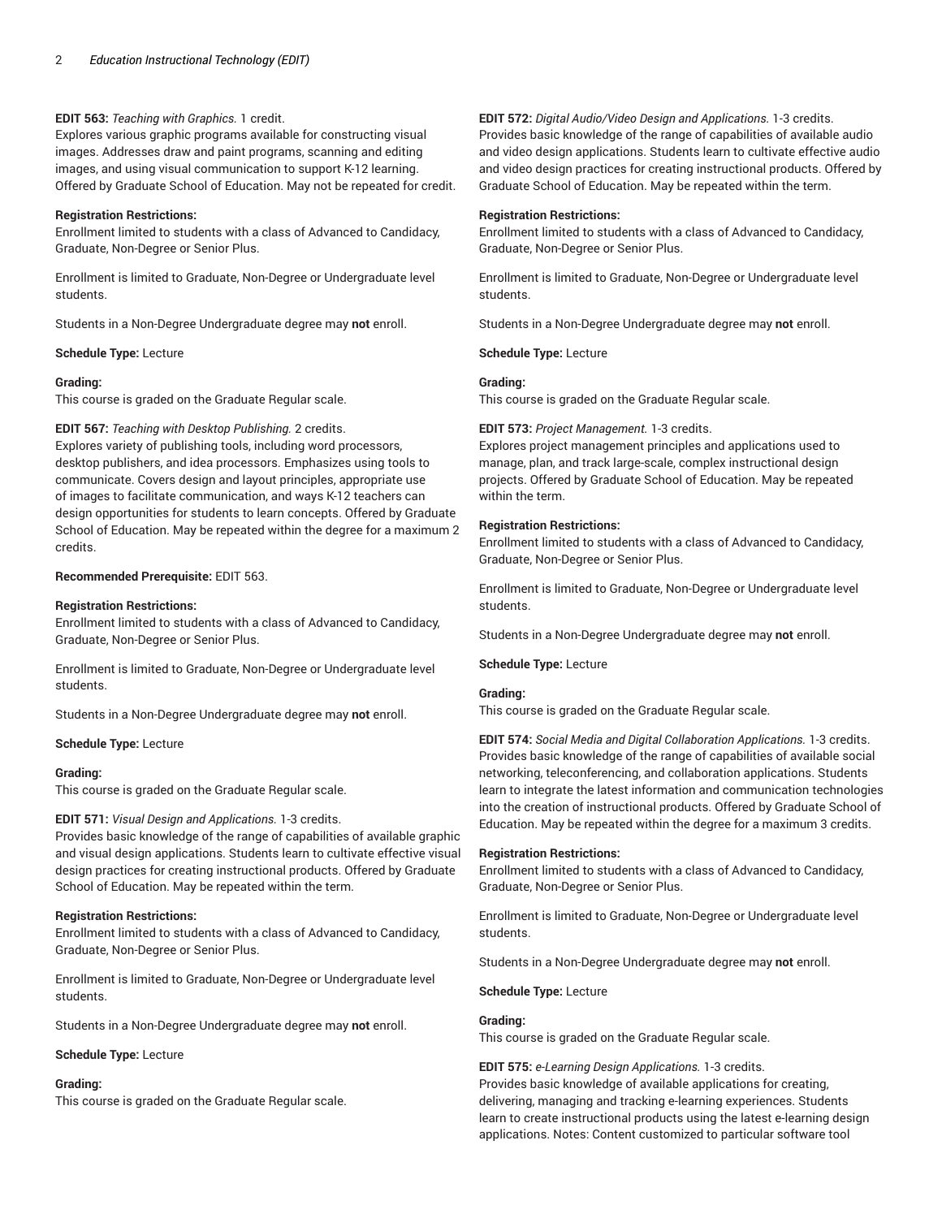**EDIT 563:** *Teaching with Graphics.* 1 credit.
Explores various graphic programs available for constructing visual images. Addresses draw and paint programs, scanning and editing images, and using visual communication to support K-12 learning. Offered by Graduate School of Education. May not be repeated for credit.

**Registration Restrictions:**
Enrollment limited to students with a class of Advanced to Candidacy, Graduate, Non-Degree or Senior Plus.

Enrollment is limited to Graduate, Non-Degree or Undergraduate level students.

Students in a Non-Degree Undergraduate degree may **not** enroll.

**Schedule Type:** Lecture

**Grading:**
This course is graded on the Graduate Regular scale.

**EDIT 567:** *Teaching with Desktop Publishing.* 2 credits.
Explores variety of publishing tools, including word processors, desktop publishers, and idea processors. Emphasizes using tools to communicate. Covers design and layout principles, appropriate use of images to facilitate communication, and ways K-12 teachers can design opportunities for students to learn concepts. Offered by Graduate School of Education. May be repeated within the degree for a maximum 2 credits.

**Recommended Prerequisite:** EDIT 563.

**Registration Restrictions:**
Enrollment limited to students with a class of Advanced to Candidacy, Graduate, Non-Degree or Senior Plus.

Enrollment is limited to Graduate, Non-Degree or Undergraduate level students.

Students in a Non-Degree Undergraduate degree may **not** enroll.

**Schedule Type:** Lecture

**Grading:**
This course is graded on the Graduate Regular scale.

**EDIT 571:** *Visual Design and Applications.* 1-3 credits.
Provides basic knowledge of the range of capabilities of available graphic and visual design applications. Students learn to cultivate effective visual design practices for creating instructional products. Offered by Graduate School of Education. May be repeated within the term.

**Registration Restrictions:**
Enrollment limited to students with a class of Advanced to Candidacy, Graduate, Non-Degree or Senior Plus.

Enrollment is limited to Graduate, Non-Degree or Undergraduate level students.

Students in a Non-Degree Undergraduate degree may **not** enroll.

**Schedule Type:** Lecture

**Grading:**
This course is graded on the Graduate Regular scale.

**EDIT 572:** *Digital Audio/Video Design and Applications.* 1-3 credits.
Provides basic knowledge of the range of capabilities of available audio and video design applications. Students learn to cultivate effective audio and video design practices for creating instructional products. Offered by Graduate School of Education. May be repeated within the term.

**Registration Restrictions:**
Enrollment limited to students with a class of Advanced to Candidacy, Graduate, Non-Degree or Senior Plus.

Enrollment is limited to Graduate, Non-Degree or Undergraduate level students.

Students in a Non-Degree Undergraduate degree may **not** enroll.

**Schedule Type:** Lecture

**Grading:**
This course is graded on the Graduate Regular scale.

**EDIT 573:** *Project Management.* 1-3 credits.
Explores project management principles and applications used to manage, plan, and track large-scale, complex instructional design projects. Offered by Graduate School of Education. May be repeated within the term.

**Registration Restrictions:**
Enrollment limited to students with a class of Advanced to Candidacy, Graduate, Non-Degree or Senior Plus.

Enrollment is limited to Graduate, Non-Degree or Undergraduate level students.

Students in a Non-Degree Undergraduate degree may **not** enroll.

**Schedule Type:** Lecture

**Grading:**
This course is graded on the Graduate Regular scale.

**EDIT 574:** *Social Media and Digital Collaboration Applications.* 1-3 credits.
Provides basic knowledge of the range of capabilities of available social networking, teleconferencing, and collaboration applications. Students learn to integrate the latest information and communication technologies into the creation of instructional products. Offered by Graduate School of Education. May be repeated within the degree for a maximum 3 credits.

**Registration Restrictions:**
Enrollment limited to students with a class of Advanced to Candidacy, Graduate, Non-Degree or Senior Plus.

Enrollment is limited to Graduate, Non-Degree or Undergraduate level students.

Students in a Non-Degree Undergraduate degree may **not** enroll.

**Schedule Type:** Lecture

**Grading:**
This course is graded on the Graduate Regular scale.

**EDIT 575:** *e-Learning Design Applications.* 1-3 credits.
Provides basic knowledge of available applications for creating, delivering, managing and tracking e-learning experiences. Students learn to create instructional products using the latest e-learning design applications. Notes: Content customized to particular software tool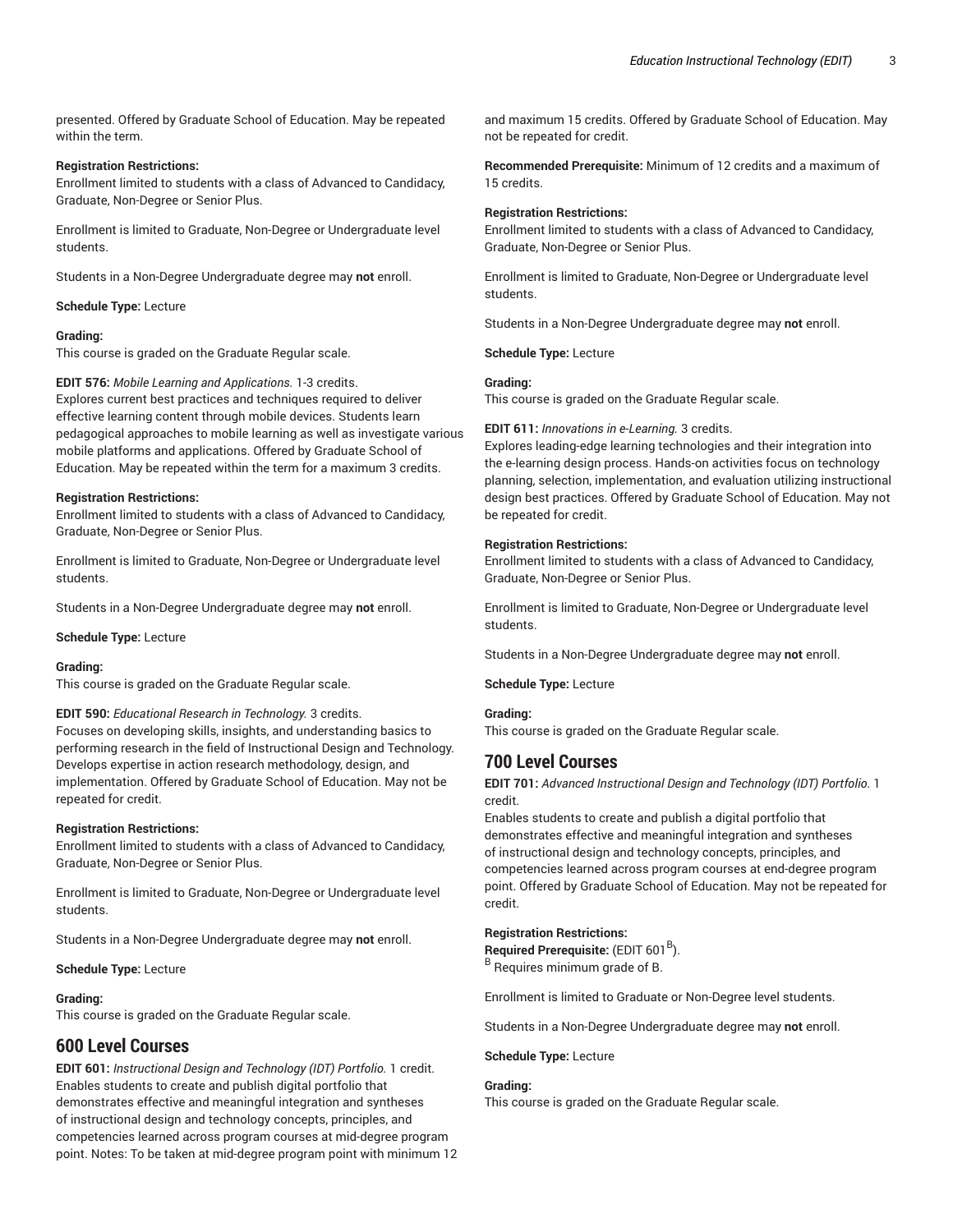presented. Offered by Graduate School of Education. May be repeated within the term.

**Registration Restrictions:**
Enrollment limited to students with a class of Advanced to Candidacy, Graduate, Non-Degree or Senior Plus.

Enrollment is limited to Graduate, Non-Degree or Undergraduate level students.

Students in a Non-Degree Undergraduate degree may **not** enroll.

**Schedule Type:** Lecture

**Grading:**
This course is graded on the Graduate Regular scale.

**EDIT 576:** *Mobile Learning and Applications.* 1-3 credits.
Explores current best practices and techniques required to deliver effective learning content through mobile devices. Students learn pedagogical approaches to mobile learning as well as investigate various mobile platforms and applications. Offered by Graduate School of Education. May be repeated within the term for a maximum 3 credits.

**Registration Restrictions:**
Enrollment limited to students with a class of Advanced to Candidacy, Graduate, Non-Degree or Senior Plus.

Enrollment is limited to Graduate, Non-Degree or Undergraduate level students.

Students in a Non-Degree Undergraduate degree may **not** enroll.

**Schedule Type:** Lecture

**Grading:**
This course is graded on the Graduate Regular scale.

**EDIT 590:** *Educational Research in Technology.* 3 credits.
Focuses on developing skills, insights, and understanding basics to performing research in the field of Instructional Design and Technology. Develops expertise in action research methodology, design, and implementation. Offered by Graduate School of Education. May not be repeated for credit.

**Registration Restrictions:**
Enrollment limited to students with a class of Advanced to Candidacy, Graduate, Non-Degree or Senior Plus.

Enrollment is limited to Graduate, Non-Degree or Undergraduate level students.

Students in a Non-Degree Undergraduate degree may **not** enroll.

**Schedule Type:** Lecture

**Grading:**
This course is graded on the Graduate Regular scale.

## 600 Level Courses

**EDIT 601:** *Instructional Design and Technology (IDT) Portfolio.* 1 credit.
Enables students to create and publish digital portfolio that demonstrates effective and meaningful integration and syntheses of instructional design and technology concepts, principles, and competencies learned across program courses at mid-degree program point. Notes: To be taken at mid-degree program point with minimum 12 and maximum 15 credits. Offered by Graduate School of Education. May not be repeated for credit.

**Recommended Prerequisite:** Minimum of 12 credits and a maximum of 15 credits.

**Registration Restrictions:**
Enrollment limited to students with a class of Advanced to Candidacy, Graduate, Non-Degree or Senior Plus.

Enrollment is limited to Graduate, Non-Degree or Undergraduate level students.

Students in a Non-Degree Undergraduate degree may **not** enroll.

**Schedule Type:** Lecture

**Grading:**
This course is graded on the Graduate Regular scale.

**EDIT 611:** *Innovations in e-Learning.* 3 credits.
Explores leading-edge learning technologies and their integration into the e-learning design process. Hands-on activities focus on technology planning, selection, implementation, and evaluation utilizing instructional design best practices. Offered by Graduate School of Education. May not be repeated for credit.

**Registration Restrictions:**
Enrollment limited to students with a class of Advanced to Candidacy, Graduate, Non-Degree or Senior Plus.

Enrollment is limited to Graduate, Non-Degree or Undergraduate level students.

Students in a Non-Degree Undergraduate degree may **not** enroll.

**Schedule Type:** Lecture

**Grading:**
This course is graded on the Graduate Regular scale.

## 700 Level Courses

**EDIT 701:** *Advanced Instructional Design and Technology (IDT) Portfolio.* 1 credit.
Enables students to create and publish a digital portfolio that demonstrates effective and meaningful integration and syntheses of instructional design and technology concepts, principles, and competencies learned across program courses at end-degree program point. Offered by Graduate School of Education. May not be repeated for credit.

**Registration Restrictions:**
**Required Prerequisite:** (EDIT 601[B]).
[B] Requires minimum grade of B.

Enrollment is limited to Graduate or Non-Degree level students.

Students in a Non-Degree Undergraduate degree may **not** enroll.

**Schedule Type:** Lecture

**Grading:**
This course is graded on the Graduate Regular scale.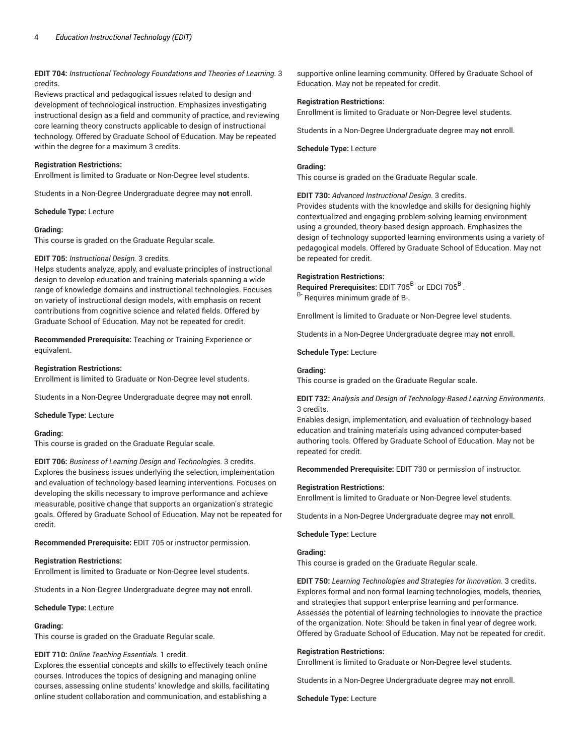**EDIT 704:** *Instructional Technology Foundations and Theories of Learning.* 3 credits.
Reviews practical and pedagogical issues related to design and development of technological instruction. Emphasizes investigating instructional design as a field and community of practice, and reviewing core learning theory constructs applicable to design of instructional technology. Offered by Graduate School of Education. May be repeated within the degree for a maximum 3 credits.

**Registration Restrictions:**
Enrollment is limited to Graduate or Non-Degree level students.

Students in a Non-Degree Undergraduate degree may **not** enroll.

**Schedule Type:** Lecture

**Grading:**
This course is graded on the Graduate Regular scale.

**EDIT 705:** *Instructional Design.* 3 credits.
Helps students analyze, apply, and evaluate principles of instructional design to develop education and training materials spanning a wide range of knowledge domains and instructional technologies. Focuses on variety of instructional design models, with emphasis on recent contributions from cognitive science and related fields. Offered by Graduate School of Education. May not be repeated for credit.

**Recommended Prerequisite:** Teaching or Training Experience or equivalent.

**Registration Restrictions:**
Enrollment is limited to Graduate or Non-Degree level students.

Students in a Non-Degree Undergraduate degree may **not** enroll.

**Schedule Type:** Lecture

**Grading:**
This course is graded on the Graduate Regular scale.

**EDIT 706:** *Business of Learning Design and Technologies.* 3 credits.
Explores the business issues underlying the selection, implementation and evaluation of technology-based learning interventions. Focuses on developing the skills necessary to improve performance and achieve measurable, positive change that supports an organization's strategic goals. Offered by Graduate School of Education. May not be repeated for credit.

**Recommended Prerequisite:** EDIT 705 or instructor permission.

**Registration Restrictions:**
Enrollment is limited to Graduate or Non-Degree level students.

Students in a Non-Degree Undergraduate degree may **not** enroll.

**Schedule Type:** Lecture

**Grading:**
This course is graded on the Graduate Regular scale.

**EDIT 710:** *Online Teaching Essentials.* 1 credit.
Explores the essential concepts and skills to effectively teach online courses. Introduces the topics of designing and managing online courses, assessing online students' knowledge and skills, facilitating online student collaboration and communication, and establishing a supportive online learning community. Offered by Graduate School of Education. May not be repeated for credit.

**Registration Restrictions:**
Enrollment is limited to Graduate or Non-Degree level students.

Students in a Non-Degree Undergraduate degree may **not** enroll.

**Schedule Type:** Lecture

**Grading:**
This course is graded on the Graduate Regular scale.

**EDIT 730:** *Advanced Instructional Design.* 3 credits.
Provides students with the knowledge and skills for designing highly contextualized and engaging problem-solving learning environment using a grounded, theory-based design approach. Emphasizes the design of technology supported learning environments using a variety of pedagogical models. Offered by Graduate School of Education. May not be repeated for credit.

**Registration Restrictions:**
**Required Prerequisites:** EDIT 705[B-] or EDCI 705[B-].
[B-] Requires minimum grade of B-.

Enrollment is limited to Graduate or Non-Degree level students.

Students in a Non-Degree Undergraduate degree may **not** enroll.

**Schedule Type:** Lecture

**Grading:**
This course is graded on the Graduate Regular scale.

**EDIT 732:** *Analysis and Design of Technology-Based Learning Environments.* 3 credits.
Enables design, implementation, and evaluation of technology-based education and training materials using advanced computer-based authoring tools. Offered by Graduate School of Education. May not be repeated for credit.

**Recommended Prerequisite:** EDIT 730 or permission of instructor.

**Registration Restrictions:**
Enrollment is limited to Graduate or Non-Degree level students.

Students in a Non-Degree Undergraduate degree may **not** enroll.

**Schedule Type:** Lecture

**Grading:**
This course is graded on the Graduate Regular scale.

**EDIT 750:** *Learning Technologies and Strategies for Innovation.* 3 credits.
Explores formal and non-formal learning technologies, models, theories, and strategies that support enterprise learning and performance. Assesses the potential of learning technologies to innovate the practice of the organization. Note: Should be taken in final year of degree work. Offered by Graduate School of Education. May not be repeated for credit.

**Registration Restrictions:**
Enrollment is limited to Graduate or Non-Degree level students.

Students in a Non-Degree Undergraduate degree may **not** enroll.

**Schedule Type:** Lecture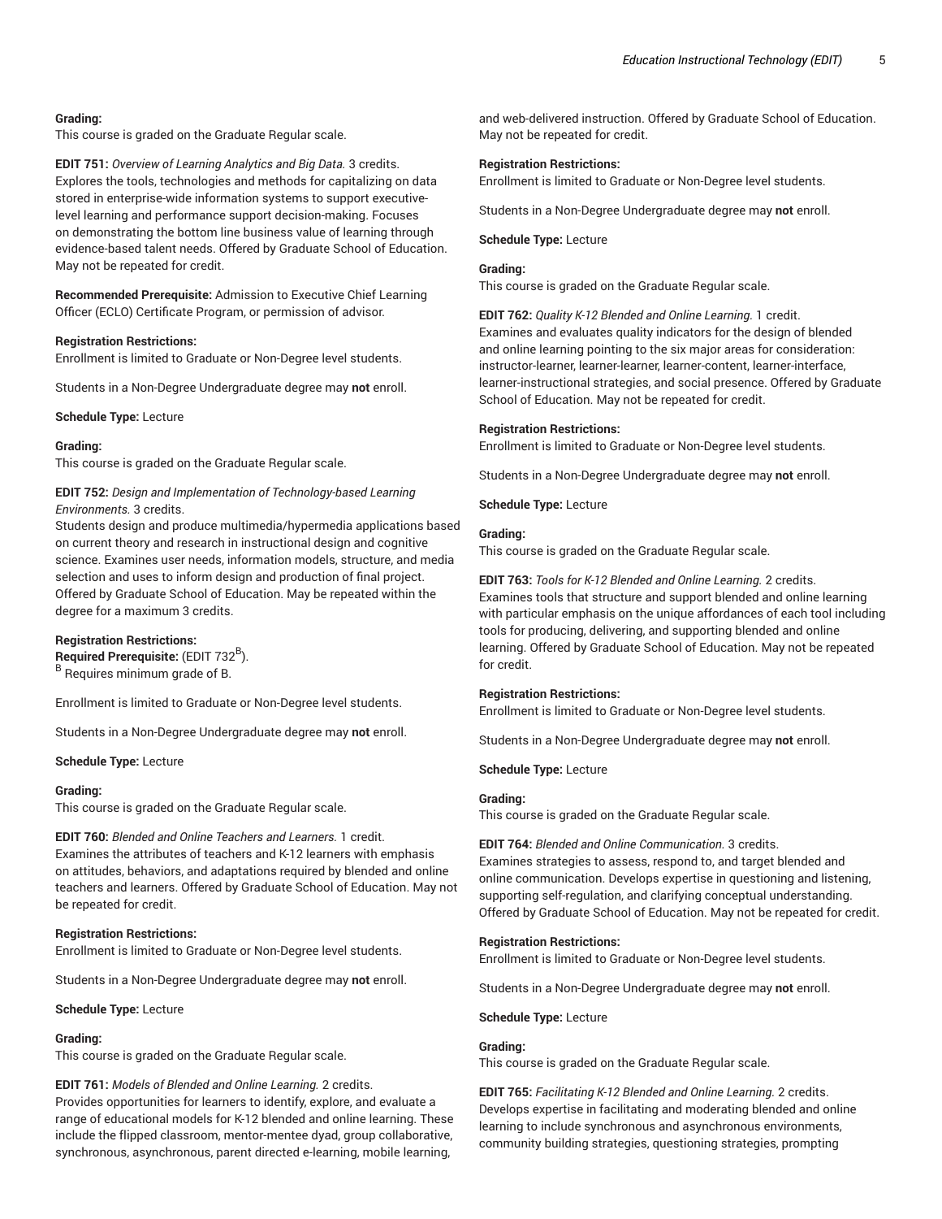**Grading:**
This course is graded on the Graduate Regular scale.

**EDIT 751:** *Overview of Learning Analytics and Big Data.* 3 credits.
Explores the tools, technologies and methods for capitalizing on data stored in enterprise-wide information systems to support executive-level learning and performance support decision-making. Focuses on demonstrating the bottom line business value of learning through evidence-based talent needs. Offered by Graduate School of Education. May not be repeated for credit.

**Recommended Prerequisite:** Admission to Executive Chief Learning Officer (ECLO) Certificate Program, or permission of advisor.

**Registration Restrictions:**
Enrollment is limited to Graduate or Non-Degree level students.

Students in a Non-Degree Undergraduate degree may **not** enroll.

**Schedule Type:** Lecture

**Grading:**
This course is graded on the Graduate Regular scale.

**EDIT 752:** *Design and Implementation of Technology-based Learning Environments.* 3 credits.
Students design and produce multimedia/hypermedia applications based on current theory and research in instructional design and cognitive science. Examines user needs, information models, structure, and media selection and uses to inform design and production of final project. Offered by Graduate School of Education. May be repeated within the degree for a maximum 3 credits.

**Registration Restrictions:**
**Required Prerequisite:** (EDIT 732[B]).
[B] Requires minimum grade of B.

Enrollment is limited to Graduate or Non-Degree level students.

Students in a Non-Degree Undergraduate degree may **not** enroll.

**Schedule Type:** Lecture

**Grading:**
This course is graded on the Graduate Regular scale.

**EDIT 760:** *Blended and Online Teachers and Learners.* 1 credit.
Examines the attributes of teachers and K-12 learners with emphasis on attitudes, behaviors, and adaptations required by blended and online teachers and learners. Offered by Graduate School of Education. May not be repeated for credit.

**Registration Restrictions:**
Enrollment is limited to Graduate or Non-Degree level students.

Students in a Non-Degree Undergraduate degree may **not** enroll.

**Schedule Type:** Lecture

**Grading:**
This course is graded on the Graduate Regular scale.

**EDIT 761:** *Models of Blended and Online Learning.* 2 credits.
Provides opportunities for learners to identify, explore, and evaluate a range of educational models for K-12 blended and online learning. These include the flipped classroom, mentor-mentee dyad, group collaborative, synchronous, asynchronous, parent directed e-learning, mobile learning, and web-delivered instruction. Offered by Graduate School of Education. May not be repeated for credit.

**Registration Restrictions:**
Enrollment is limited to Graduate or Non-Degree level students.

Students in a Non-Degree Undergraduate degree may **not** enroll.

**Schedule Type:** Lecture

**Grading:**
This course is graded on the Graduate Regular scale.

**EDIT 762:** *Quality K-12 Blended and Online Learning.* 1 credit.
Examines and evaluates quality indicators for the design of blended and online learning pointing to the six major areas for consideration: instructor-learner, learner-learner, learner-content, learner-interface, learner-instructional strategies, and social presence. Offered by Graduate School of Education. May not be repeated for credit.

**Registration Restrictions:**
Enrollment is limited to Graduate or Non-Degree level students.

Students in a Non-Degree Undergraduate degree may **not** enroll.

**Schedule Type:** Lecture

**Grading:**
This course is graded on the Graduate Regular scale.

**EDIT 763:** *Tools for K-12 Blended and Online Learning.* 2 credits.
Examines tools that structure and support blended and online learning with particular emphasis on the unique affordances of each tool including tools for producing, delivering, and supporting blended and online learning. Offered by Graduate School of Education. May not be repeated for credit.

**Registration Restrictions:**
Enrollment is limited to Graduate or Non-Degree level students.

Students in a Non-Degree Undergraduate degree may **not** enroll.

**Schedule Type:** Lecture

**Grading:**
This course is graded on the Graduate Regular scale.

**EDIT 764:** *Blended and Online Communication.* 3 credits.
Examines strategies to assess, respond to, and target blended and online communication. Develops expertise in questioning and listening, supporting self-regulation, and clarifying conceptual understanding. Offered by Graduate School of Education. May not be repeated for credit.

**Registration Restrictions:**
Enrollment is limited to Graduate or Non-Degree level students.

Students in a Non-Degree Undergraduate degree may **not** enroll.

**Schedule Type:** Lecture

**Grading:**
This course is graded on the Graduate Regular scale.

**EDIT 765:** *Facilitating K-12 Blended and Online Learning.* 2 credits.
Develops expertise in facilitating and moderating blended and online learning to include synchronous and asynchronous environments, community building strategies, questioning strategies, prompting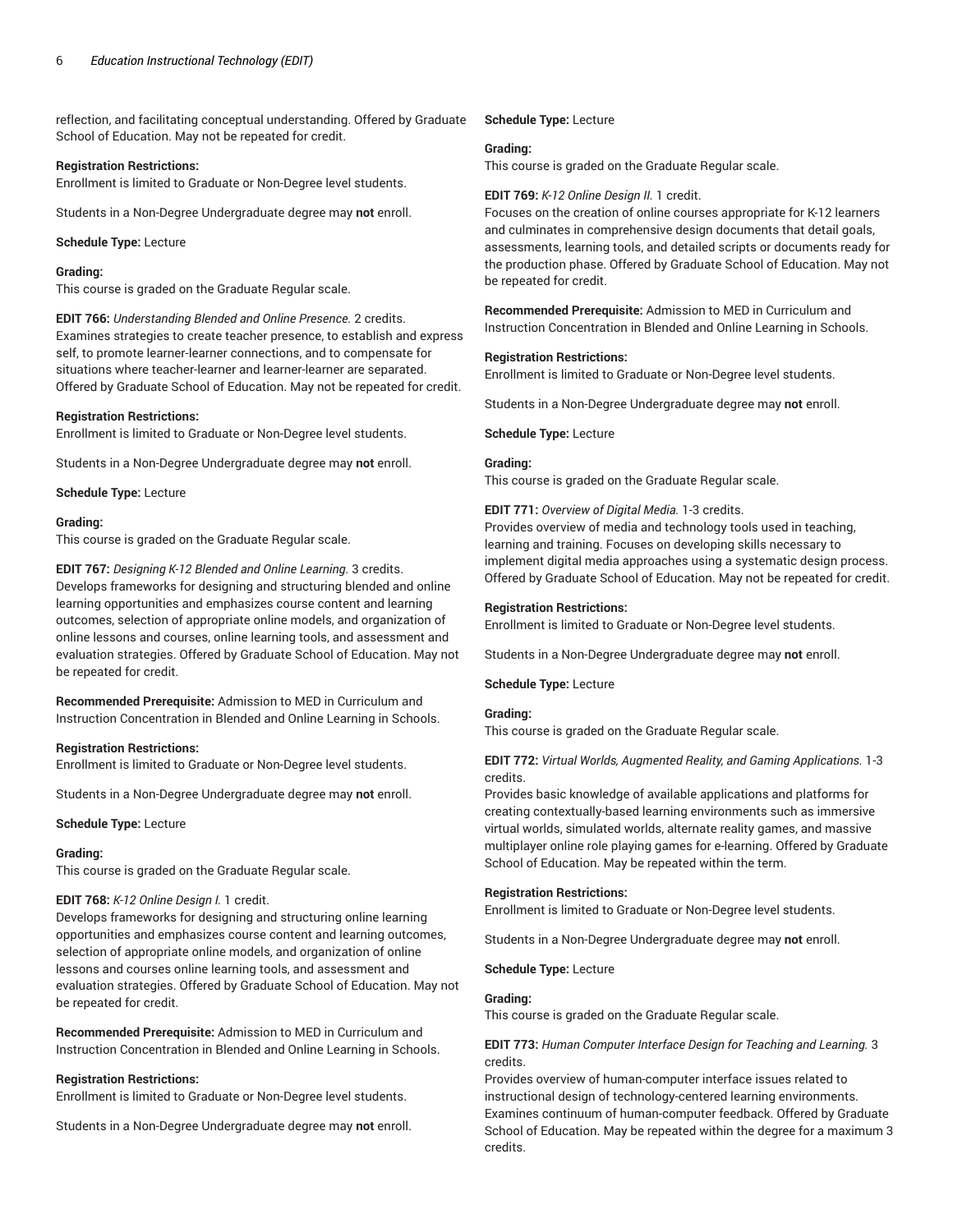reflection, and facilitating conceptual understanding. Offered by Graduate School of Education. May not be repeated for credit.

**Registration Restrictions:**
Enrollment is limited to Graduate or Non-Degree level students.

Students in a Non-Degree Undergraduate degree may **not** enroll.

**Schedule Type:** Lecture

**Grading:**
This course is graded on the Graduate Regular scale.

**EDIT 766:** *Understanding Blended and Online Presence.* 2 credits.
Examines strategies to create teacher presence, to establish and express self, to promote learner-learner connections, and to compensate for situations where teacher-learner and learner-learner are separated. Offered by Graduate School of Education. May not be repeated for credit.

**Registration Restrictions:**
Enrollment is limited to Graduate or Non-Degree level students.

Students in a Non-Degree Undergraduate degree may **not** enroll.

**Schedule Type:** Lecture

**Grading:**
This course is graded on the Graduate Regular scale.

**EDIT 767:** *Designing K-12 Blended and Online Learning.* 3 credits.
Develops frameworks for designing and structuring blended and online learning opportunities and emphasizes course content and learning outcomes, selection of appropriate online models, and organization of online lessons and courses, online learning tools, and assessment and evaluation strategies. Offered by Graduate School of Education. May not be repeated for credit.

**Recommended Prerequisite:** Admission to MED in Curriculum and Instruction Concentration in Blended and Online Learning in Schools.

**Registration Restrictions:**
Enrollment is limited to Graduate or Non-Degree level students.

Students in a Non-Degree Undergraduate degree may **not** enroll.

**Schedule Type:** Lecture

**Grading:**
This course is graded on the Graduate Regular scale.

**EDIT 768:** *K-12 Online Design I.* 1 credit.
Develops frameworks for designing and structuring online learning opportunities and emphasizes course content and learning outcomes, selection of appropriate online models, and organization of online lessons and courses online learning tools, and assessment and evaluation strategies. Offered by Graduate School of Education. May not be repeated for credit.

**Recommended Prerequisite:** Admission to MED in Curriculum and Instruction Concentration in Blended and Online Learning in Schools.

**Registration Restrictions:**
Enrollment is limited to Graduate or Non-Degree level students.

Students in a Non-Degree Undergraduate degree may **not** enroll.

**Schedule Type:** Lecture

**Grading:**
This course is graded on the Graduate Regular scale.

**EDIT 769:** *K-12 Online Design II.* 1 credit.
Focuses on the creation of online courses appropriate for K-12 learners and culminates in comprehensive design documents that detail goals, assessments, learning tools, and detailed scripts or documents ready for the production phase. Offered by Graduate School of Education. May not be repeated for credit.

**Recommended Prerequisite:** Admission to MED in Curriculum and Instruction Concentration in Blended and Online Learning in Schools.

**Registration Restrictions:**
Enrollment is limited to Graduate or Non-Degree level students.

Students in a Non-Degree Undergraduate degree may **not** enroll.

**Schedule Type:** Lecture

**Grading:**
This course is graded on the Graduate Regular scale.

**EDIT 771:** *Overview of Digital Media.* 1-3 credits.
Provides overview of media and technology tools used in teaching, learning and training. Focuses on developing skills necessary to implement digital media approaches using a systematic design process. Offered by Graduate School of Education. May not be repeated for credit.

**Registration Restrictions:**
Enrollment is limited to Graduate or Non-Degree level students.

Students in a Non-Degree Undergraduate degree may **not** enroll.

**Schedule Type:** Lecture

**Grading:**
This course is graded on the Graduate Regular scale.

**EDIT 772:** *Virtual Worlds, Augmented Reality, and Gaming Applications.* 1-3 credits.
Provides basic knowledge of available applications and platforms for creating contextually-based learning environments such as immersive virtual worlds, simulated worlds, alternate reality games, and massive multiplayer online role playing games for e-learning. Offered by Graduate School of Education. May be repeated within the term.

**Registration Restrictions:**
Enrollment is limited to Graduate or Non-Degree level students.

Students in a Non-Degree Undergraduate degree may **not** enroll.

**Schedule Type:** Lecture

**Grading:**
This course is graded on the Graduate Regular scale.

**EDIT 773:** *Human Computer Interface Design for Teaching and Learning.* 3 credits.
Provides overview of human-computer interface issues related to instructional design of technology-centered learning environments. Examines continuum of human-computer feedback. Offered by Graduate School of Education. May be repeated within the degree for a maximum 3 credits.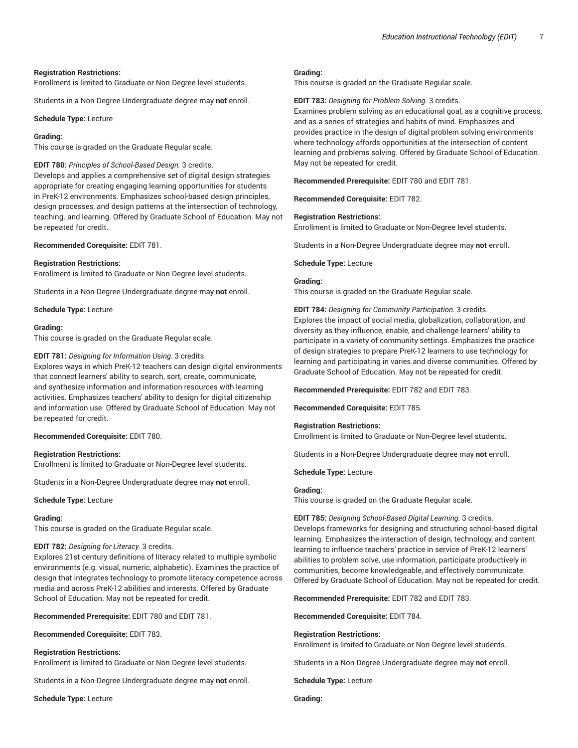**Registration Restrictions:**
Enrollment is limited to Graduate or Non-Degree level students.

Students in a Non-Degree Undergraduate degree may **not** enroll.

**Schedule Type:** Lecture

**Grading:**
This course is graded on the Graduate Regular scale.

**EDIT 780:** *Principles of School-Based Design.* 3 credits.
Develops and applies a comprehensive set of digital design strategies appropriate for creating engaging learning opportunities for students in PreK-12 environments. Emphasizes school-based design principles, design processes, and design patterns at the intersection of technology, teaching. and learning. Offered by Graduate School of Education. May not be repeated for credit.

**Recommended Corequisite:** EDIT 781.

**Registration Restrictions:**
Enrollment is limited to Graduate or Non-Degree level students.

Students in a Non-Degree Undergraduate degree may **not** enroll.

**Schedule Type:** Lecture

**Grading:**
This course is graded on the Graduate Regular scale.

**EDIT 781:** *Designing for Information Using.* 3 credits.
Explores ways in which PreK-12 teachers can design digital environments that connect learners' ability to search, sort, create, communicate, and synthesize information and information resources with learning activities. Emphasizes teachers' ability to design for digital citizenship and information use. Offered by Graduate School of Education. May not be repeated for credit.

**Recommended Corequisite:** EDIT 780.

**Registration Restrictions:**
Enrollment is limited to Graduate or Non-Degree level students.

Students in a Non-Degree Undergraduate degree may **not** enroll.

**Schedule Type:** Lecture

**Grading:**
This course is graded on the Graduate Regular scale.

**EDIT 782:** *Designing for Literacy.* 3 credits.
Explores 21st century definitions of literacy related to multiple symbolic environments (e.g. visual, numeric, alphabetic). Examines the practice of design that integrates technology to promote literacy competence across media and across PreK-12 abilities and interests. Offered by Graduate School of Education. May not be repeated for credit.

**Recommended Prerequisite:** EDIT 780 and EDIT 781.

**Recommended Corequisite:** EDIT 783.

**Registration Restrictions:**
Enrollment is limited to Graduate or Non-Degree level students.

Students in a Non-Degree Undergraduate degree may **not** enroll.

**Schedule Type:** Lecture

**Grading:**
This course is graded on the Graduate Regular scale.

**EDIT 783:** *Designing for Problem Solving.* 3 credits.
Examines problem solving as an educational goal, as a cognitive process, and as a series of strategies and habits of mind. Emphasizes and provides practice in the design of digital problem solving environments where technology affords opportunities at the intersection of content learning and problems solving. Offered by Graduate School of Education. May not be repeated for credit.

**Recommended Prerequisite:** EDIT 780 and EDIT 781.

**Recommended Corequisite:** EDIT 782.

**Registration Restrictions:**
Enrollment is limited to Graduate or Non-Degree level students.

Students in a Non-Degree Undergraduate degree may **not** enroll.

**Schedule Type:** Lecture

**Grading:**
This course is graded on the Graduate Regular scale.

**EDIT 784:** *Designing for Community Participation.* 3 credits.
Explores the impact of social media, globalization, collaboration, and diversity as they influence, enable, and challenge learners' ability to participate in a variety of community settings. Emphasizes the practice of design strategies to prepare PreK-12 learners to use technology for learning and participating in varies and diverse communities. Offered by Graduate School of Education. May not be repeated for credit.

**Recommended Prerequisite:** EDIT 782 and EDIT 783.

**Recommended Corequisite:** EDIT 785.

**Registration Restrictions:**
Enrollment is limited to Graduate or Non-Degree level students.

Students in a Non-Degree Undergraduate degree may **not** enroll.

**Schedule Type:** Lecture

**Grading:**
This course is graded on the Graduate Regular scale.

**EDIT 785:** *Designing School-Based Digital Learning.* 3 credits.
Develops frameworks for designing and structuring school-based digital learning. Emphasizes the interaction of design, technology, and content learning to influence teachers' practice in service of PreK-12 learners' abilities to problem solve, use information, participate productively in communities, become knowledgeable, and effectively communicate. Offered by Graduate School of Education. May not be repeated for credit.

**Recommended Prerequisite:** EDIT 782 and EDIT 783.

**Recommended Corequisite:** EDIT 784.

**Registration Restrictions:**
Enrollment is limited to Graduate or Non-Degree level students.

Students in a Non-Degree Undergraduate degree may **not** enroll.

**Schedule Type:** Lecture

**Grading:**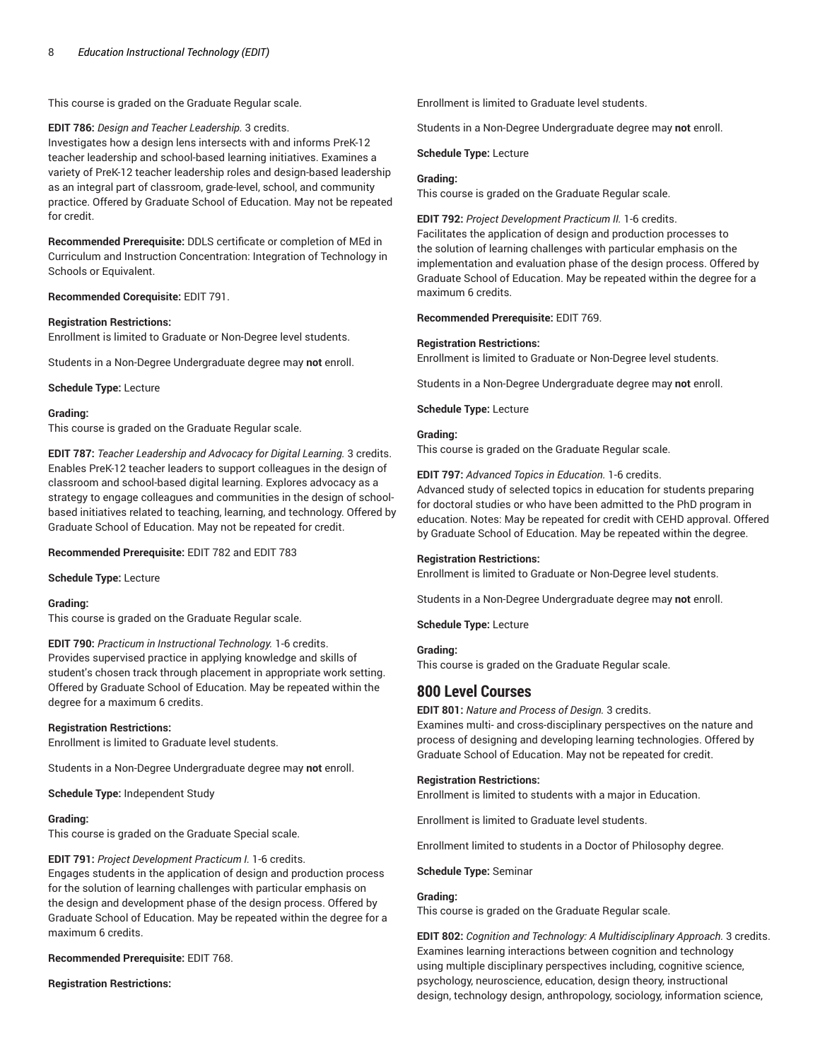This course is graded on the Graduate Regular scale.

**EDIT 786:** *Design and Teacher Leadership.* 3 credits.
Investigates how a design lens intersects with and informs PreK-12 teacher leadership and school-based learning initiatives. Examines a variety of PreK-12 teacher leadership roles and design-based leadership as an integral part of classroom, grade-level, school, and community practice. Offered by Graduate School of Education. May not be repeated for credit.

**Recommended Prerequisite:** DDLS certificate or completion of MEd in Curriculum and Instruction Concentration: Integration of Technology in Schools or Equivalent.

**Recommended Corequisite:** EDIT 791.

**Registration Restrictions:**
Enrollment is limited to Graduate or Non-Degree level students.

Students in a Non-Degree Undergraduate degree may **not** enroll.

**Schedule Type:** Lecture

**Grading:**
This course is graded on the Graduate Regular scale.

**EDIT 787:** *Teacher Leadership and Advocacy for Digital Learning.* 3 credits.
Enables PreK-12 teacher leaders to support colleagues in the design of classroom and school-based digital learning. Explores advocacy as a strategy to engage colleagues and communities in the design of school-based initiatives related to teaching, learning, and technology. Offered by Graduate School of Education. May not be repeated for credit.

**Recommended Prerequisite:** EDIT 782 and EDIT 783

**Schedule Type:** Lecture

**Grading:**
This course is graded on the Graduate Regular scale.

**EDIT 790:** *Practicum in Instructional Technology.* 1-6 credits.
Provides supervised practice in applying knowledge and skills of student's chosen track through placement in appropriate work setting. Offered by Graduate School of Education. May be repeated within the degree for a maximum 6 credits.

**Registration Restrictions:**
Enrollment is limited to Graduate level students.

Students in a Non-Degree Undergraduate degree may **not** enroll.

**Schedule Type:** Independent Study

**Grading:**
This course is graded on the Graduate Special scale.

**EDIT 791:** *Project Development Practicum I.* 1-6 credits.
Engages students in the application of design and production process for the solution of learning challenges with particular emphasis on the design and development phase of the design process. Offered by Graduate School of Education. May be repeated within the degree for a maximum 6 credits.

**Recommended Prerequisite:** EDIT 768.

**Registration Restrictions:**
Enrollment is limited to Graduate level students.

Students in a Non-Degree Undergraduate degree may **not** enroll.

**Schedule Type:** Lecture

**Grading:**
This course is graded on the Graduate Regular scale.

**EDIT 792:** *Project Development Practicum II.* 1-6 credits.
Facilitates the application of design and production processes to the solution of learning challenges with particular emphasis on the implementation and evaluation phase of the design process. Offered by Graduate School of Education. May be repeated within the degree for a maximum 6 credits.

**Recommended Prerequisite:** EDIT 769.

**Registration Restrictions:**
Enrollment is limited to Graduate or Non-Degree level students.

Students in a Non-Degree Undergraduate degree may **not** enroll.

**Schedule Type:** Lecture

**Grading:**
This course is graded on the Graduate Regular scale.

**EDIT 797:** *Advanced Topics in Education.* 1-6 credits.
Advanced study of selected topics in education for students preparing for doctoral studies or who have been admitted to the PhD program in education. Notes: May be repeated for credit with CEHD approval. Offered by Graduate School of Education. May be repeated within the degree.

**Registration Restrictions:**
Enrollment is limited to Graduate or Non-Degree level students.

Students in a Non-Degree Undergraduate degree may **not** enroll.

**Schedule Type:** Lecture

**Grading:**
This course is graded on the Graduate Regular scale.

## 800 Level Courses

**EDIT 801:** *Nature and Process of Design.* 3 credits.
Examines multi- and cross-disciplinary perspectives on the nature and process of designing and developing learning technologies. Offered by Graduate School of Education. May not be repeated for credit.

**Registration Restrictions:**
Enrollment is limited to students with a major in Education.

Enrollment is limited to Graduate level students.

Enrollment limited to students in a Doctor of Philosophy degree.

**Schedule Type:** Seminar

**Grading:**
This course is graded on the Graduate Regular scale.

**EDIT 802:** *Cognition and Technology: A Multidisciplinary Approach.* 3 credits.
Examines learning interactions between cognition and technology using multiple disciplinary perspectives including, cognitive science, psychology, neuroscience, education, design theory, instructional design, technology design, anthropology, sociology, information science,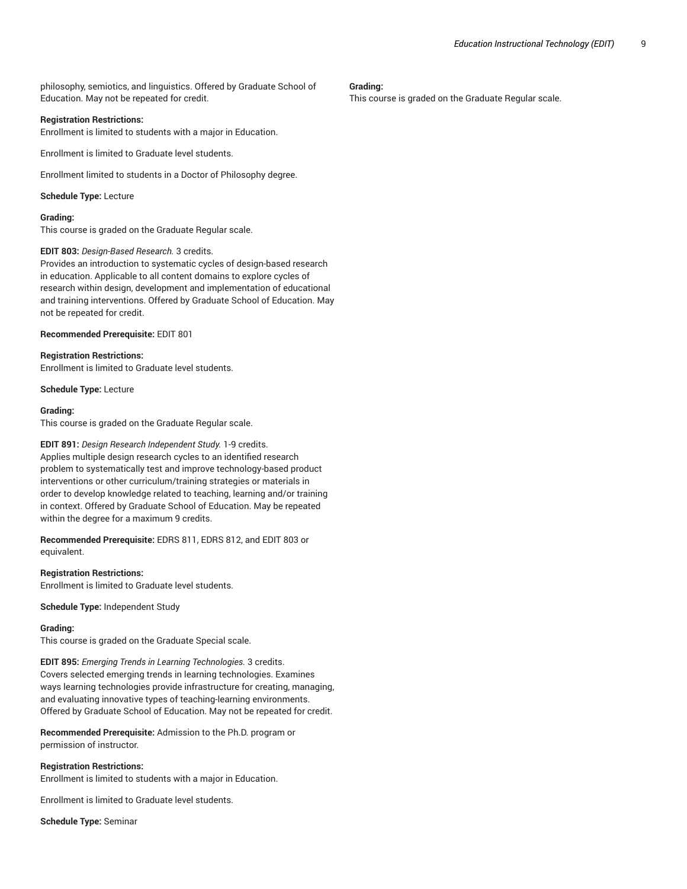philosophy, semiotics, and linguistics. Offered by Graduate School of Education. May not be repeated for credit.

**Registration Restrictions:**
Enrollment is limited to students with a major in Education.

Enrollment is limited to Graduate level students.

Enrollment limited to students in a Doctor of Philosophy degree.

**Schedule Type:** Lecture

**Grading:**
This course is graded on the Graduate Regular scale.

**EDIT 803:** *Design-Based Research.* 3 credits.
Provides an introduction to systematic cycles of design-based research in education. Applicable to all content domains to explore cycles of research within design, development and implementation of educational and training interventions. Offered by Graduate School of Education. May not be repeated for credit.

**Recommended Prerequisite:** EDIT 801

**Registration Restrictions:**
Enrollment is limited to Graduate level students.

**Schedule Type:** Lecture

**Grading:**
This course is graded on the Graduate Regular scale.

**EDIT 891:** *Design Research Independent Study.* 1-9 credits.
Applies multiple design research cycles to an identified research problem to systematically test and improve technology-based product interventions or other curriculum/training strategies or materials in order to develop knowledge related to teaching, learning and/or training in context. Offered by Graduate School of Education. May be repeated within the degree for a maximum 9 credits.

**Recommended Prerequisite:** EDRS 811, EDRS 812, and EDIT 803 or equivalent.

**Registration Restrictions:**
Enrollment is limited to Graduate level students.

**Schedule Type:** Independent Study

**Grading:**
This course is graded on the Graduate Special scale.

**EDIT 895:** *Emerging Trends in Learning Technologies.* 3 credits.
Covers selected emerging trends in learning technologies. Examines ways learning technologies provide infrastructure for creating, managing, and evaluating innovative types of teaching-learning environments. Offered by Graduate School of Education. May not be repeated for credit.

**Recommended Prerequisite:** Admission to the Ph.D. program or permission of instructor.

**Registration Restrictions:**
Enrollment is limited to students with a major in Education.

Enrollment is limited to Graduate level students.

**Schedule Type:** Seminar

**Grading:**
This course is graded on the Graduate Regular scale.